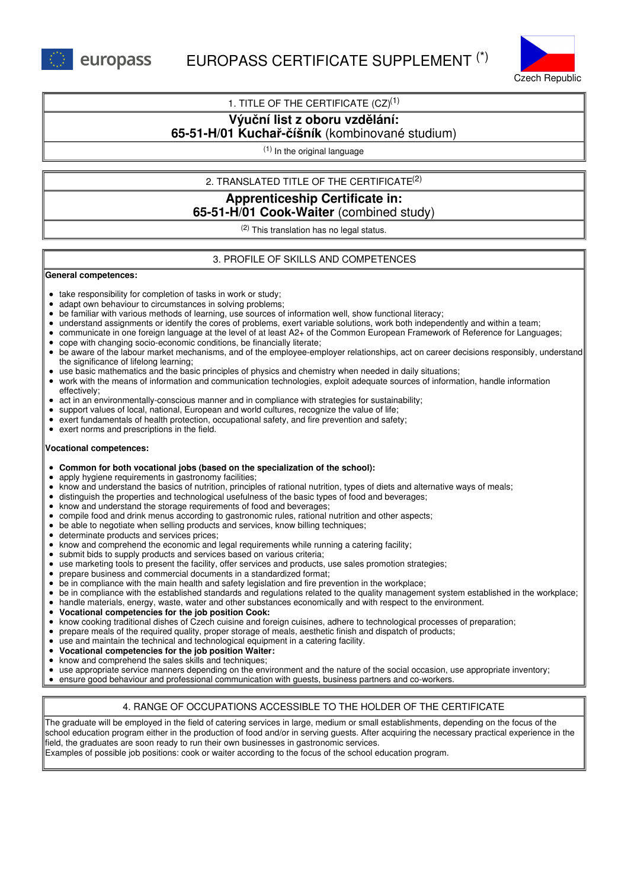# EUROPASS CERTIFICATE SUPPLEMENT (*)

Czech Republic

## 1. TITLE OF THE CERTIFICATE (CZ)(1)

**Výuční list z oboru vzdělání:**
**65-51-H/01 Kuchař-číšník** (kombinované studium)

(1) In the original language

## 2. TRANSLATED TITLE OF THE CERTIFICATE(2)

**Apprenticeship Certificate in:**
**65-51-H/01 Cook-Waiter** (combined study)

(2) This translation has no legal status.

## 3. PROFILE OF SKILLS AND COMPETENCES

**General competences:**

- take responsibility for completion of tasks in work or study;
- adapt own behaviour to circumstances in solving problems;
- be familiar with various methods of learning, use sources of information well, show functional literacy;
- understand assignments or identify the cores of problems, exert variable solutions, work both independently and within a team;
- communicate in one foreign language at the level of at least A2+ of the Common European Framework of Reference for Languages;
- cope with changing socio-economic conditions, be financially literate;
- be aware of the labour market mechanisms, and of the employee-employer relationships, act on career decisions responsibly, understand the significance of lifelong learning;
- use basic mathematics and the basic principles of physics and chemistry when needed in daily situations;
- work with the means of information and communication technologies, exploit adequate sources of information, handle information effectively;
- act in an environmentally-conscious manner and in compliance with strategies for sustainability;
- support values of local, national, European and world cultures, recognize the value of life;
- exert fundamentals of health protection, occupational safety, and fire prevention and safety;
- exert norms and prescriptions in the field.

**Vocational competences:**

- **Common for both vocational jobs (based on the specialization of the school):**
- apply hygiene requirements in gastronomy facilities;
- know and understand the basics of nutrition, principles of rational nutrition, types of diets and alternative ways of meals;
- distinguish the properties and technological usefulness of the basic types of food and beverages;
- know and understand the storage requirements of food and beverages;
- compile food and drink menus according to gastronomic rules, rational nutrition and other aspects;
- be able to negotiate when selling products and services, know billing techniques;
- determinate products and services prices;
- know and comprehend the economic and legal requirements while running a catering facility;
- submit bids to supply products and services based on various criteria;
- use marketing tools to present the facility, offer services and products, use sales promotion strategies;
- prepare business and commercial documents in a standardized format;
- be in compliance with the main health and safety legislation and fire prevention in the workplace;
- be in compliance with the established standards and regulations related to the quality management system established in the workplace;
- handle materials, energy, waste, water and other substances economically and with respect to the environment.
- **Vocational competencies for the job position Cook:**
- know cooking traditional dishes of Czech cuisine and foreign cuisines, adhere to technological processes of preparation;
- prepare meals of the required quality, proper storage of meals, aesthetic finish and dispatch of products;
- use and maintain the technical and technological equipment in a catering facility.
- **Vocational competencies for the job position Waiter:**
- know and comprehend the sales skills and techniques;
- use appropriate service manners depending on the environment and the nature of the social occasion, use appropriate inventory;
- ensure good behaviour and professional communication with guests, business partners and co-workers.

## 4. RANGE OF OCCUPATIONS ACCESSIBLE TO THE HOLDER OF THE CERTIFICATE

The graduate will be employed in the field of catering services in large, medium or small establishments, depending on the focus of the school education program either in the production of food and/or in serving guests. After acquiring the necessary practical experience in the field, the graduates are soon ready to run their own businesses in gastronomic services.
Examples of possible job positions: cook or waiter according to the focus of the school education program.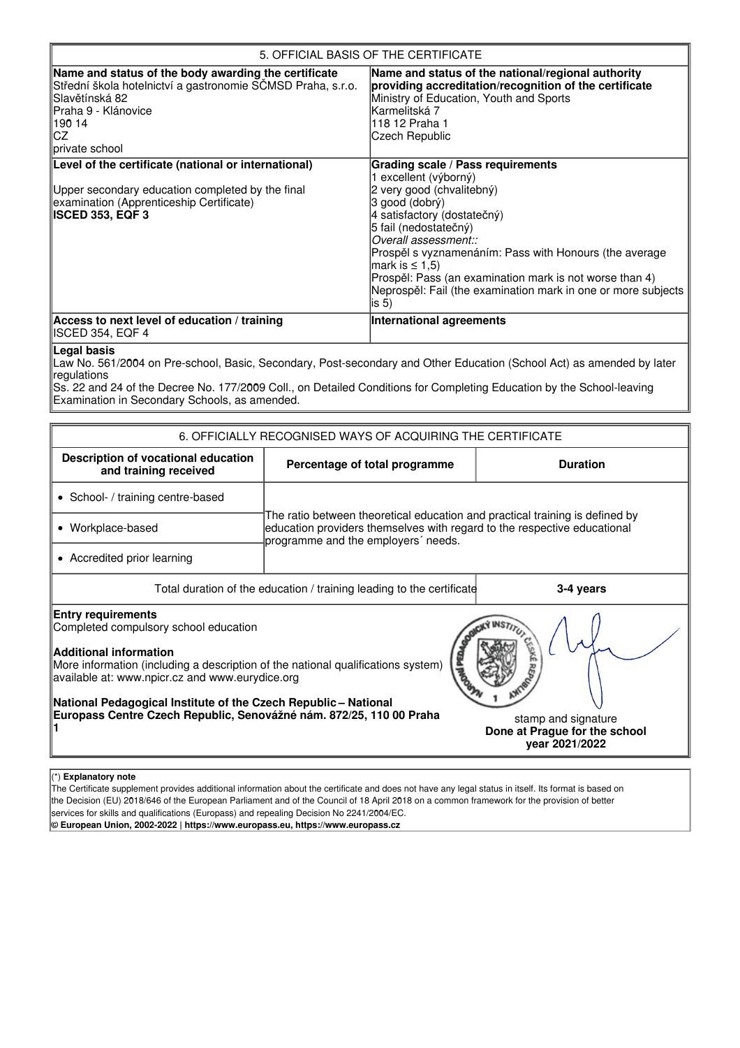## 5. OFFICIAL BASIS OF THE CERTIFICATE

| | |
|---|---|
| **Name and status of the body awarding the certificate**<br>Střední škola hotelnictví a gastronomie SČMSD Praha, s.r.o.<br>Slavětínská 82<br>Praha 9 - Klánovice<br>190 14<br>CZ<br>private school | **Name and status of the national/regional authority providing accreditation/recognition of the certificate**<br>Ministry of Education, Youth and Sports<br>Karmelitská 7<br>118 12 Praha 1<br>Czech Republic |
| **Level of the certificate (national or international)**<br><br>Upper secondary education completed by the final examination (Apprenticeship Certificate)<br>**ISCED 353, EQF 3** | **Grading scale / Pass requirements**<br>1 excellent (výborný)<br>2 very good (chvalitebný)<br>3 good (dobrý)<br>4 satisfactory (dostatečný)<br>5 fail (nedostatečný)<br>*Overall assessment::*<br>Prospěl s vyznamenáním: Pass with Honours (the average mark is ≤ 1,5)<br>Prospěl: Pass (an examination mark is not worse than 4)<br>Neprospěl: Fail (the examination mark in one or more subjects is 5) |
| **Access to next level of education / training**<br>ISCED 354, EQF 4 | **International agreements** |

**Legal basis**
Law No. 561/2004 on Pre-school, Basic, Secondary, Post-secondary and Other Education (School Act) as amended by later regulations
Ss. 22 and 24 of the Decree No. 177/2009 Coll., on Detailed Conditions for Completing Education by the School-leaving Examination in Secondary Schools, as amended.

## 6. OFFICIALLY RECOGNISED WAYS OF ACQUIRING THE CERTIFICATE

| Description of vocational education and training received | Percentage of total programme | Duration |
|---|---|---|
| • School- / training centre-based | The ratio between theoretical education and practical training is defined by education providers themselves with regard to the respective educational programme and the employers´ needs. | |
| • Workplace-based | | |
| • Accredited prior learning | | |
| Total duration of the education / training leading to the certificate | | **3-4 years** |

**Entry requirements**
Completed compulsory school education

**Additional information**
More information (including a description of the national qualifications system) available at: www.npicr.cz and www.eurydice.org

**National Pedagogical Institute of the Czech Republic – National Europass Centre Czech Republic, Senovážné nám. 872/25, 110 00 Praha 1**

stamp and signature
**Done at Prague for the school year 2021/2022**

(*) **Explanatory note**
The Certificate supplement provides additional information about the certificate and does not have any legal status in itself. Its format is based on the Decision (EU) 2018/646 of the European Parliament and of the Council of 18 April 2018 on a common framework for the provision of better services for skills and qualifications (Europass) and repealing Decision No 2241/2004/EC.
**© European Union, 2002-2022 | https://www.europass.eu, https://www.europass.cz**